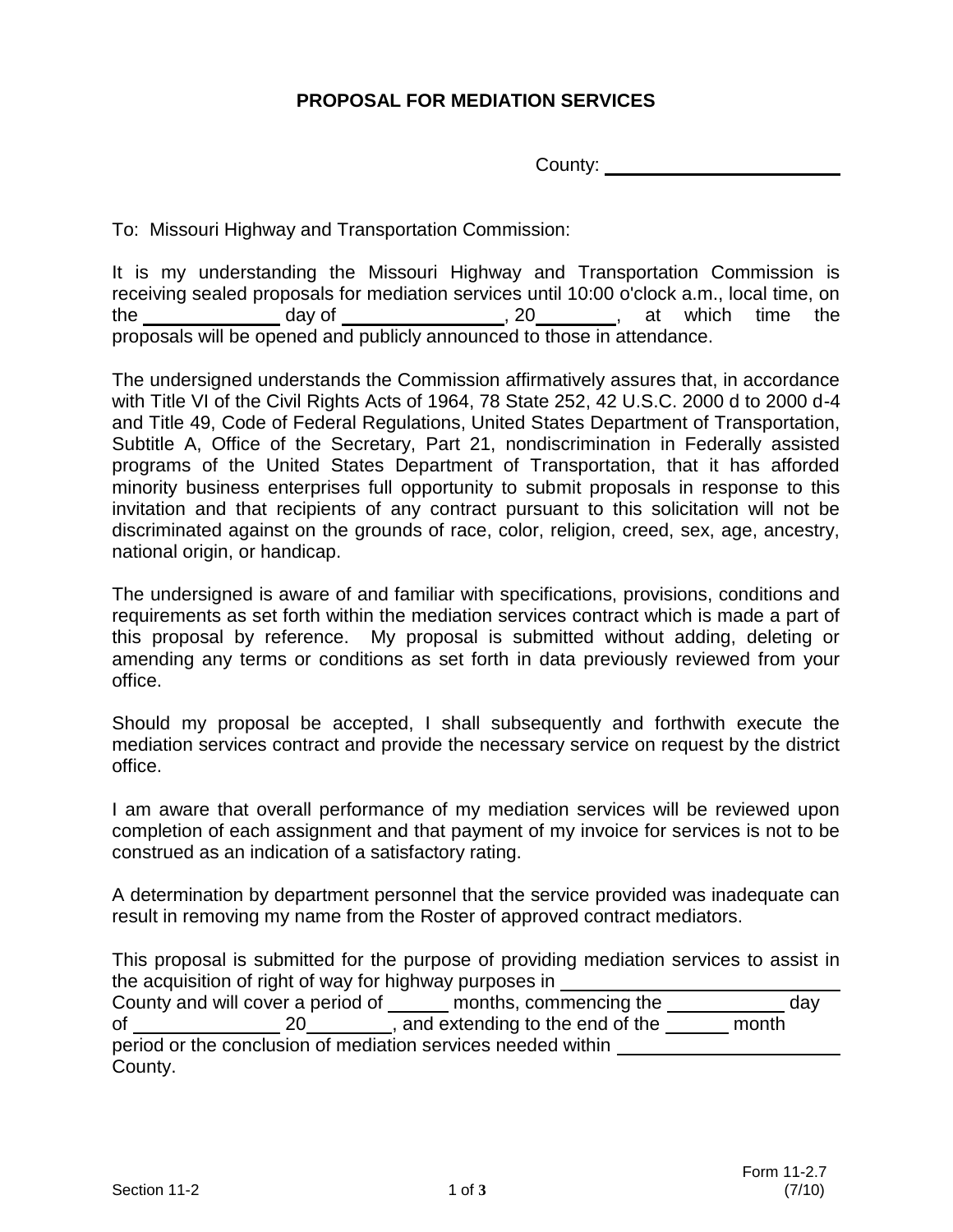# PROPOSAL FOR MEDIATION SERVICES

County: ________________________

To: Missouri Highway and Transportation Commission:

It is my understanding the Missouri Highway and Transportation Commission is receiving sealed proposals for mediation services until 10:00 o'clock a.m., local time, on the ______________ day of ________________, 20________, at which time the proposals will be opened and publicly announced to those in attendance.

The undersigned understands the Commission affirmatively assures that, in accordance with Title VI of the Civil Rights Acts of 1964, 78 State 252, 42 U.S.C. 2000 d to 2000 d-4 and Title 49, Code of Federal Regulations, United States Department of Transportation, Subtitle A, Office of the Secretary, Part 21, nondiscrimination in Federally assisted programs of the United States Department of Transportation, that it has afforded minority business enterprises full opportunity to submit proposals in response to this invitation and that recipients of any contract pursuant to this solicitation will not be discriminated against on the grounds of race, color, religion, creed, sex, age, ancestry, national origin, or handicap.

The undersigned is aware of and familiar with specifications, provisions, conditions and requirements as set forth within the mediation services contract which is made a part of this proposal by reference. My proposal is submitted without adding, deleting or amending any terms or conditions as set forth in data previously reviewed from your office.

Should my proposal be accepted, I shall subsequently and forthwith execute the mediation services contract and provide the necessary service on request by the district office.

I am aware that overall performance of my mediation services will be reviewed upon completion of each assignment and that payment of my invoice for services is not to be construed as an indication of a satisfactory rating.

A determination by department personnel that the service provided was inadequate can result in removing my name from the Roster of approved contract mediators.

This proposal is submitted for the purpose of providing mediation services to assist in the acquisition of right of way for highway purposes in __________________________ County and will cover a period of ______ months, commencing the ____________ day of _______________ 20_________, and extending to the end of the ______ month period or the conclusion of mediation services needed within ______________________ County.

Form 11-2.7
(7/10)

Section 11-2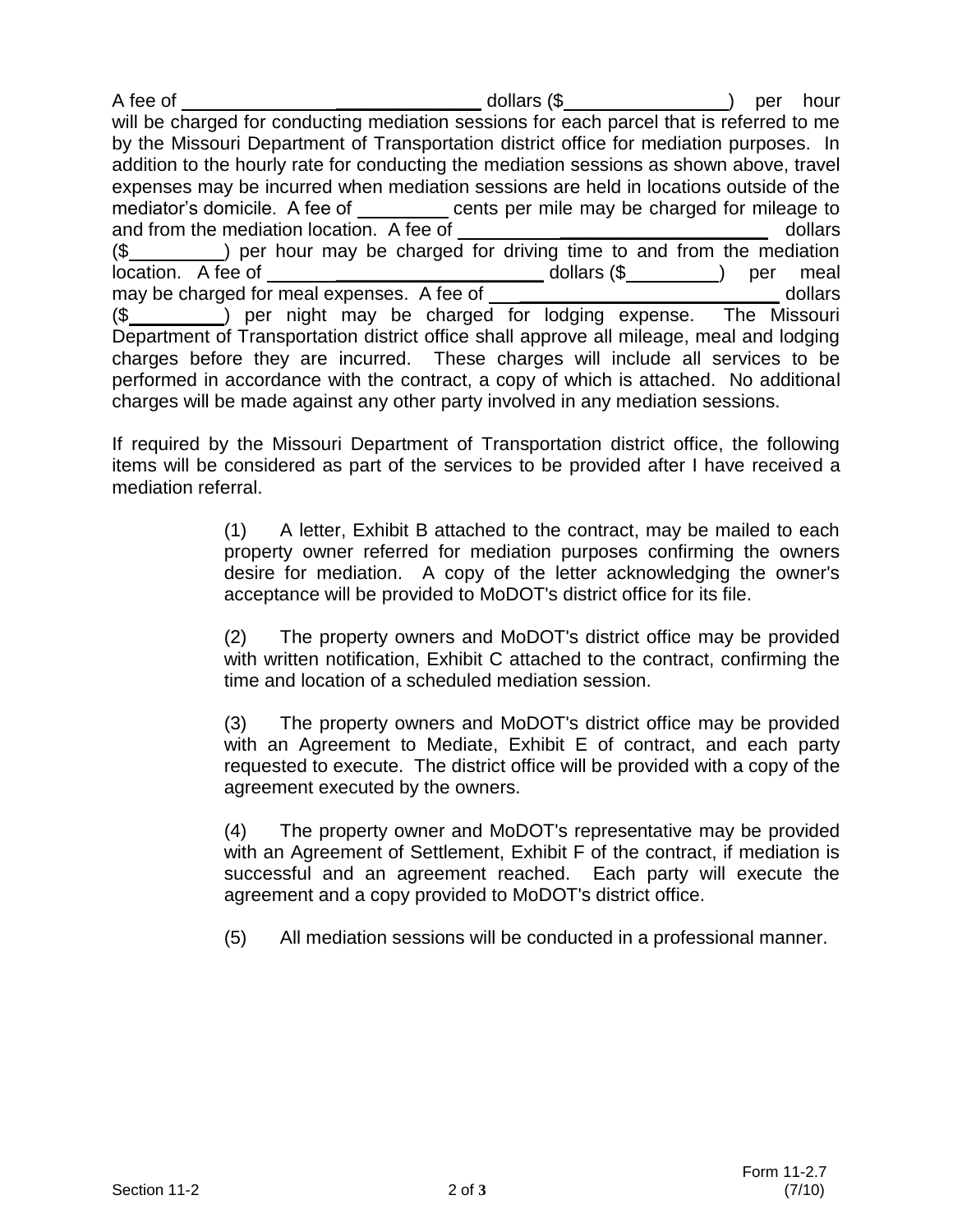A fee of ______________________________ dollars ($________________) per hour will be charged for conducting mediation sessions for each parcel that is referred to me by the Missouri Department of Transportation district office for mediation purposes. In addition to the hourly rate for conducting the mediation sessions as shown above, travel expenses may be incurred when mediation sessions are held in locations outside of the mediator's domicile. A fee of _________ cents per mile may be charged for mileage to and from the mediation location. A fee of ______________________________ dollars ($_________) per hour may be charged for driving time to and from the mediation location. A fee of ____________________________ dollars ($_________) per meal may be charged for meal expenses. A fee of _____________________________ dollars ($_________) per night may be charged for lodging expense. The Missouri Department of Transportation district office shall approve all mileage, meal and lodging charges before they are incurred. These charges will include all services to be performed in accordance with the contract, a copy of which is attached. No additional charges will be made against any other party involved in any mediation sessions.

If required by the Missouri Department of Transportation district office, the following items will be considered as part of the services to be provided after I have received a mediation referral.

(1) A letter, Exhibit B attached to the contract, may be mailed to each property owner referred for mediation purposes confirming the owners desire for mediation. A copy of the letter acknowledging the owner's acceptance will be provided to MoDOT's district office for its file.

(2) The property owners and MoDOT's district office may be provided with written notification, Exhibit C attached to the contract, confirming the time and location of a scheduled mediation session.

(3) The property owners and MoDOT's district office may be provided with an Agreement to Mediate, Exhibit E of contract, and each party requested to execute. The district office will be provided with a copy of the agreement executed by the owners.

(4) The property owner and MoDOT's representative may be provided with an Agreement of Settlement, Exhibit F of the contract, if mediation is successful and an agreement reached. Each party will execute the agreement and a copy provided to MoDOT's district office.

(5) All mediation sessions will be conducted in a professional manner.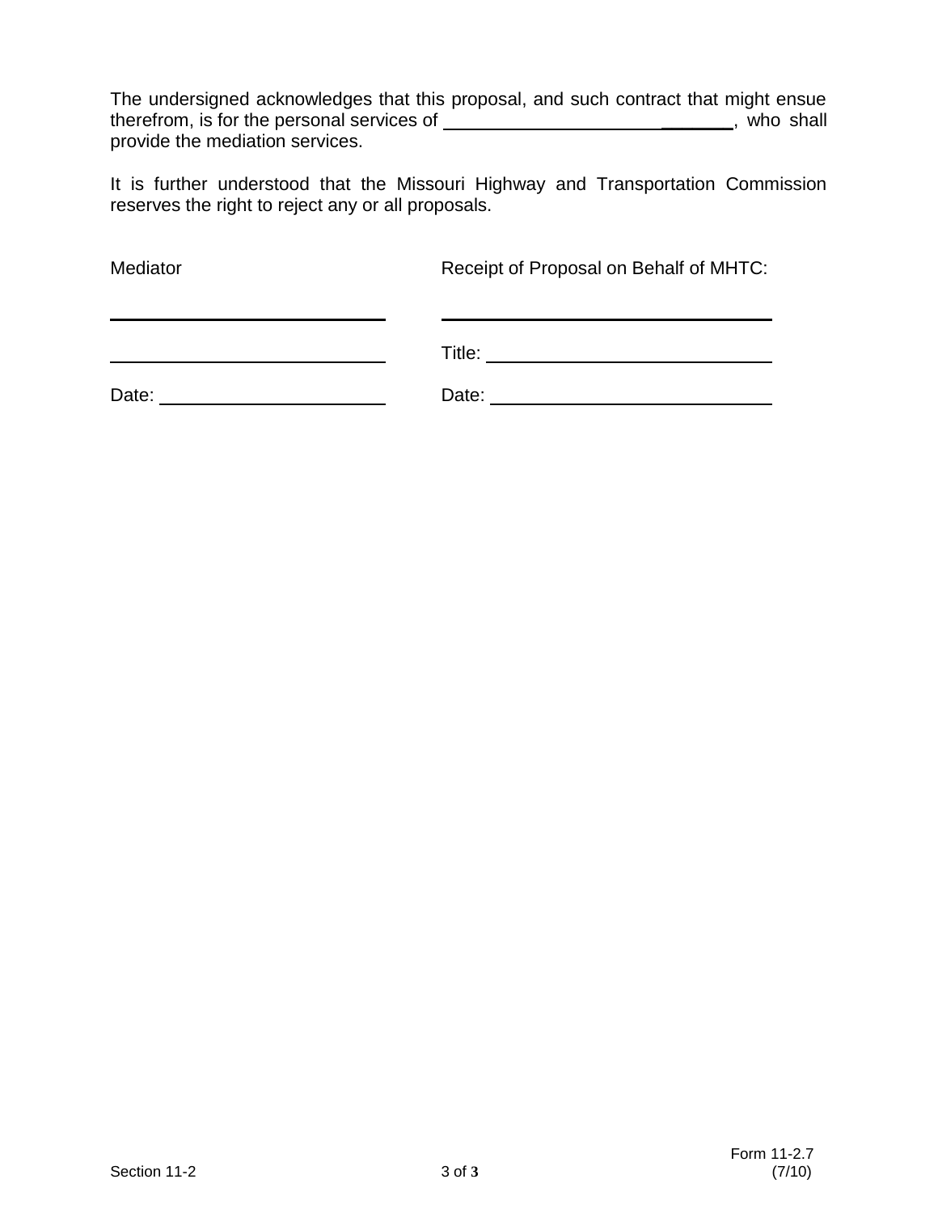The undersigned acknowledges that this proposal, and such contract that might ensue therefrom, is for the personal services of ______________________________, who shall provide the mediation services.

It is further understood that the Missouri Highway and Transportation Commission reserves the right to reject any or all proposals.

| Mediator | Receipt of Proposal on Behalf of MHTC: |
| --- | --- |
| ______________________________ | ______________________________ |
| ______________________________ | Title: ______________________________ |
| Date: ______________________________ | Date: ______________________________ |

Form 11-2.7
(7/10)